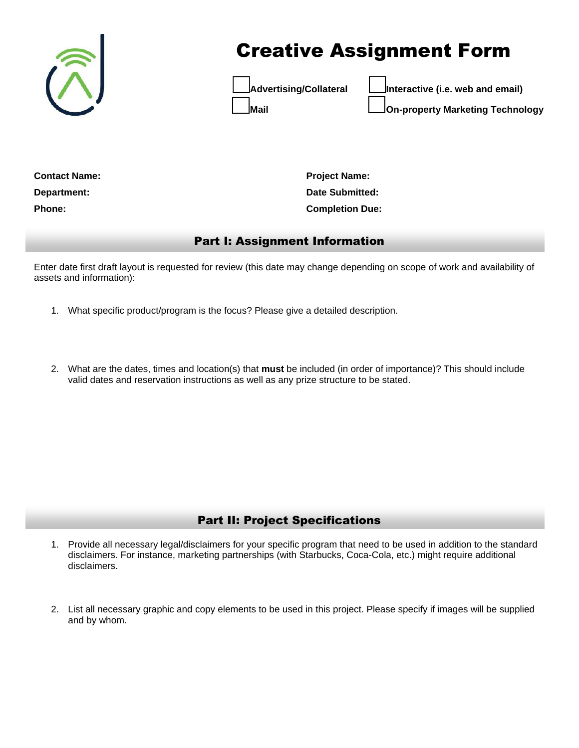# Creative Assignment Form

☐ **Advertising/Collateral** ☐ **Interactive (i.e. web and email)**
☐ **Mail** ☐ **On-property Marketing Technology**

**Contact Name:**
**Department:**
**Phone:**

**Project Name:**
**Date Submitted:**
**Completion Due:**

## Part I: Assignment Information

Enter date first draft layout is requested for review (this date may change depending on scope of work and availability of assets and information):

1. What specific product/program is the focus? Please give a detailed description.

2. What are the dates, times and location(s) that **must** be included (in order of importance)? This should include valid dates and reservation instructions as well as any prize structure to be stated.

## Part II: Project Specifications

1. Provide all necessary legal/disclaimers for your specific program that need to be used in addition to the standard disclaimers. For instance, marketing partnerships (with Starbucks, Coca-Cola, etc.) might require additional disclaimers.

2. List all necessary graphic and copy elements to be used in this project. Please specify if images will be supplied and by whom.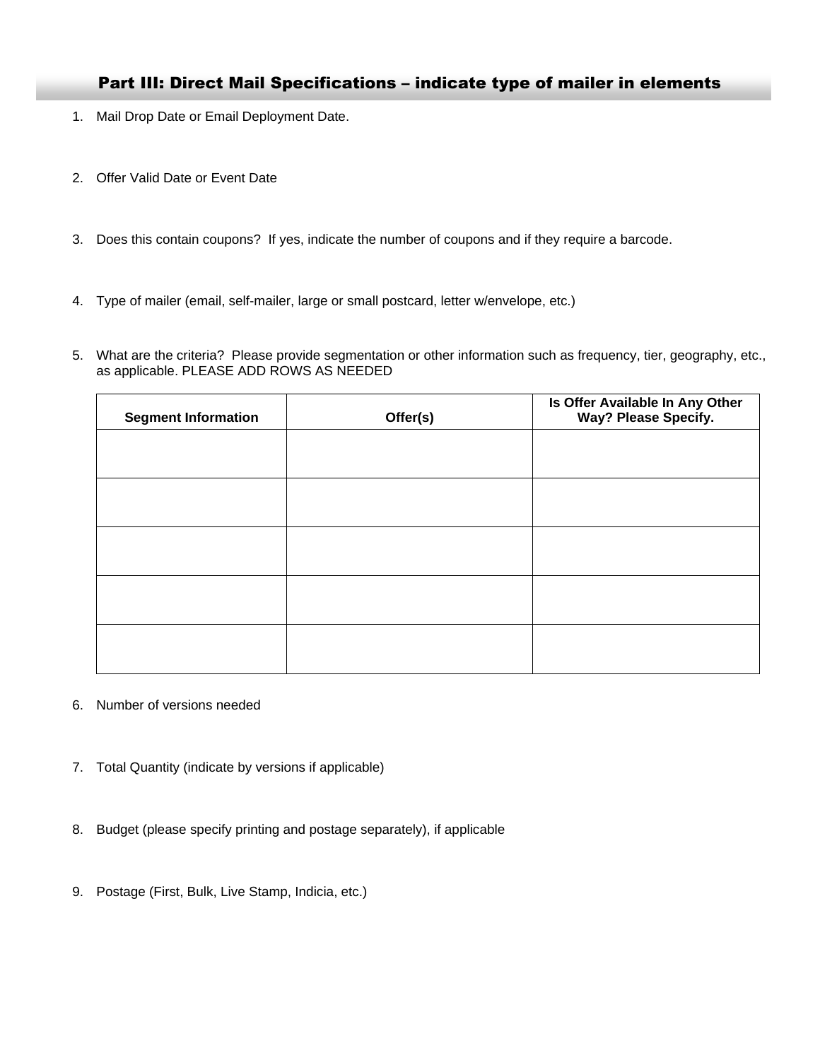## Part III: Direct Mail Specifications – indicate type of mailer in elements

1. Mail Drop Date or Email Deployment Date.

2. Offer Valid Date or Event Date

3. Does this contain coupons? If yes, indicate the number of coupons and if they require a barcode.

4. Type of mailer (email, self-mailer, large or small postcard, letter w/envelope, etc.)

5. What are the criteria? Please provide segmentation or other information such as frequency, tier, geography, etc., as applicable. PLEASE ADD ROWS AS NEEDED

| Segment Information | Offer(s) | Is Offer Available In Any Other Way? Please Specify. |
|---|---|---|
| | | |
| | | |
| | | |
| | | |
| | | |

6. Number of versions needed

7. Total Quantity (indicate by versions if applicable)

8. Budget (please specify printing and postage separately), if applicable

9. Postage (First, Bulk, Live Stamp, Indicia, etc.)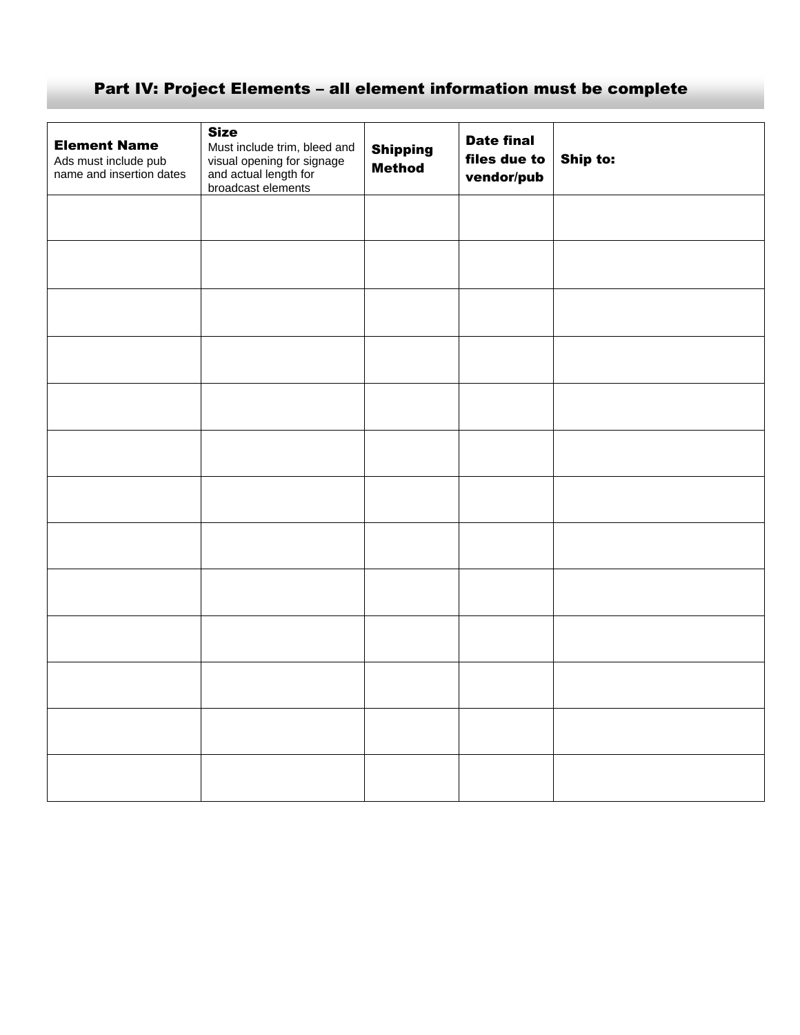## Part IV: Project Elements – all element information must be complete

| **Element Name** Ads must include pub name and insertion dates | **Size** Must include trim, bleed and visual opening for signage and actual length for broadcast elements | **Shipping Method** | **Date final files due to vendor/pub** | **Ship to:** |
|---|---|---|---|---|
| | | | | |
| | | | | |
| | | | | |
| | | | | |
| | | | | |
| | | | | |
| | | | | |
| | | | | |
| | | | | |
| | | | | |
| | | | | |
| | | | | |
| | | | | |